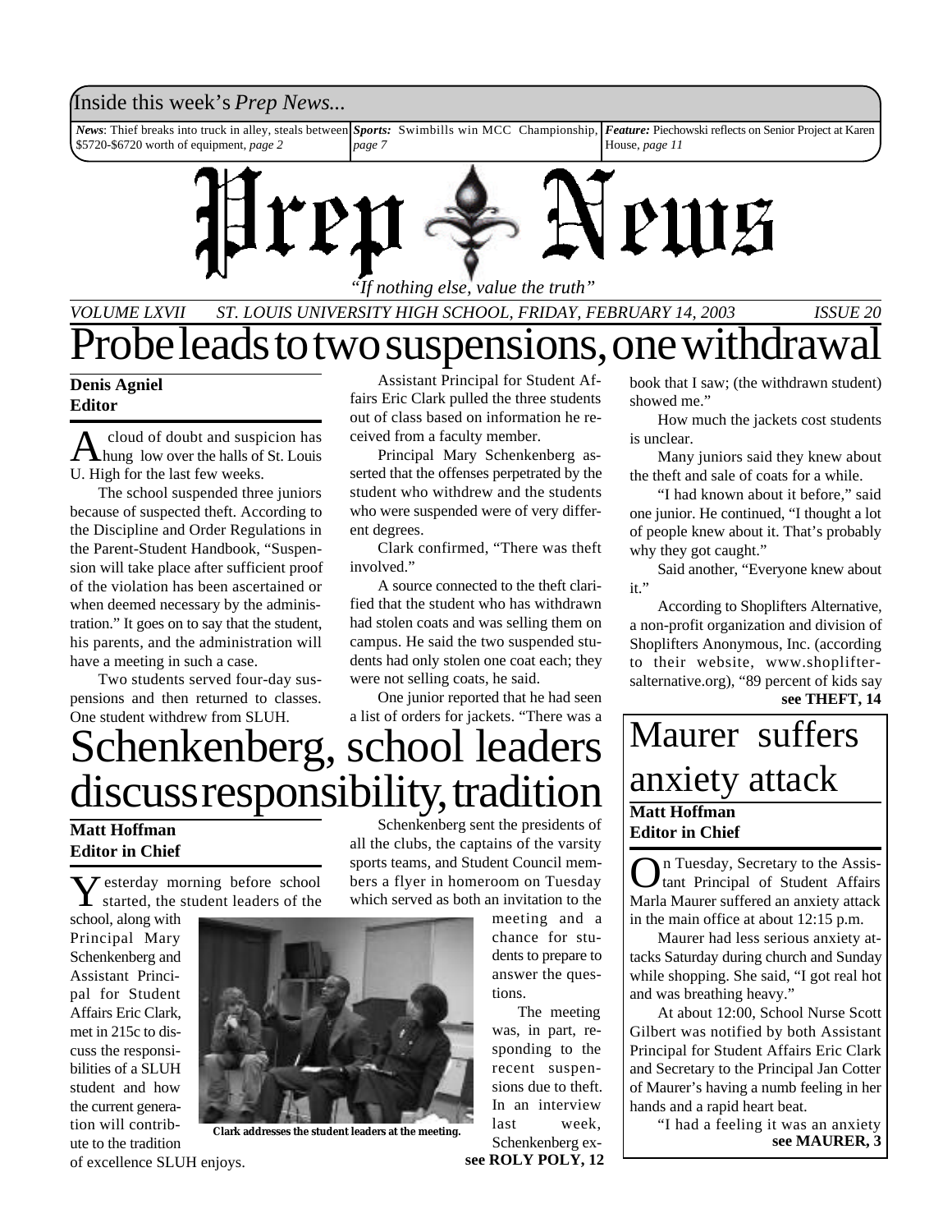Inside this week's *Prep News...*

***News***: Thief breaks into truck in alley, steals between $5720-$6720 worth of equipment, *page 2*

***Sports:*** Swimbills win MCC Championship, *page 7*

***Feature:*** Piechowski reflects on Senior Project at Karen House, *page 11*

# Prep News

*"If nothing else, value the truth"*

*VOLUME LXVII ST. LOUIS UNIVERSITY HIGH SCHOOL, FRIDAY, FEBRUARY 14, 2003 ISSUE 20*

# Probe leads to two suspensions, one withdrawal

**Denis Agniel**
**Editor**

A cloud of doubt and suspicion has hung low over the halls of St. Louis U. High for the last few weeks.

The school suspended three juniors because of suspected theft. According to the Discipline and Order Regulations in the Parent-Student Handbook, "Suspension will take place after sufficient proof of the violation has been ascertained or when deemed necessary by the administration." It goes on to say that the student, his parents, and the administration will have a meeting in such a case.

Two students served four-day suspensions and then returned to classes. One student withdrew from SLUH.

Assistant Principal for Student Affairs Eric Clark pulled the three students out of class based on information he received from a faculty member.

Principal Mary Schenkenberg asserted that the offenses perpetrated by the student who withdrew and the students who were suspended were of very different degrees.

Clark confirmed, "There was theft involved."

A source connected to the theft clarified that the student who has withdrawn had stolen coats and was selling them on campus. He said the two suspended students had only stolen one coat each; they were not selling coats, he said.

One junior reported that he had seen a list of orders for jackets. "There was a book that I saw; (the withdrawn student) showed me."

How much the jackets cost students is unclear.

Many juniors said they knew about the theft and sale of coats for a while.

"I had known about it before," said one junior. He continued, "I thought a lot of people knew about it. That's probably why they got caught."

Said another, "Everyone knew about it."

According to Shoplifters Alternative, a non-profit organization and division of Shoplifters Anonymous, Inc. (according to their website, www.shoplifters-alternative.org), "89 percent of kids say

**see THEFT, 14**

# Schenkenberg, school leaders discuss responsibility, tradition

**Matt Hoffman**
**Editor in Chief**

Yesterday morning before school started, the student leaders of the school, along with Principal Mary Schenkenberg and Assistant Principal for Student Affairs Eric Clark, met in 215c to discuss the responsibilities of a SLUH student and how the current generation will contribute to the tradition of excellence SLUH enjoys.

Schenkenberg sent the presidents of all the clubs, the captains of the varsity sports teams, and Student Council members a flyer in homeroom on Tuesday which served as both an invitation to the meeting and a chance for students to prepare to answer the questions.

The meeting was, in part, responding to the recent suspensions due to theft. In an interview last week, Schenkenberg ex-

**see ROLY POLY, 12**

**Clark addresses the student leaders at the meeting.**

# Maurer suffers anxiety attack

**Matt Hoffman**
**Editor in Chief**

On Tuesday, Secretary to the Assistant Principal of Student Affairs Marla Maurer suffered an anxiety attack in the main office at about 12:15 p.m.

Maurer had less serious anxiety attacks Saturday during church and Sunday while shopping. She said, "I got real hot and was breathing heavy."

At about 12:00, School Nurse Scott Gilbert was notified by both Assistant Principal for Student Affairs Eric Clark and Secretary to the Principal Jan Cotter of Maurer's having a numb feeling in her hands and a rapid heart beat.

"I had a feeling it was an anxiety

**see MAURER, 3**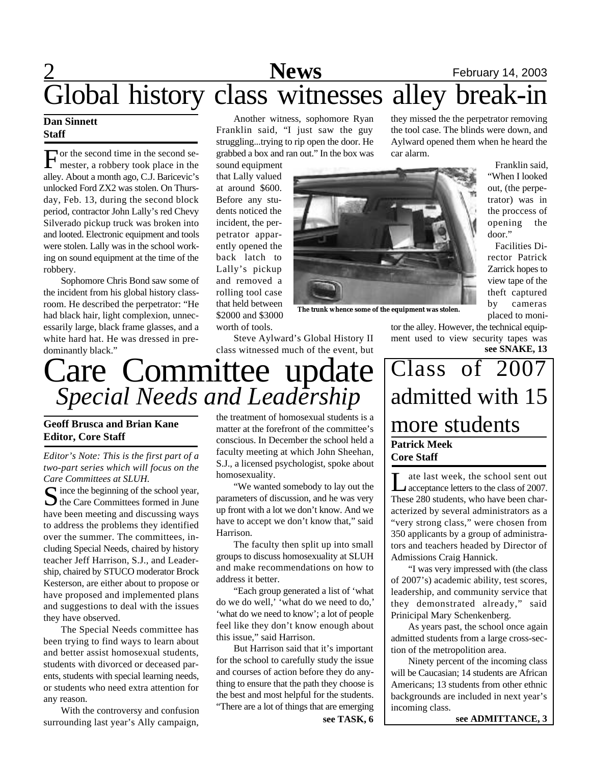# Global history class witnesses alley break-in

**Dan Sinnett**
**Staff**

For the second time in the second semester, a robbery took place in the alley. About a month ago, C.J. Baricevic's unlocked Ford ZX2 was stolen. On Thursday, Feb. 13, during the second block period, contractor John Lally's red Chevy Silverado pickup truck was broken into and looted. Electronic equipment and tools were stolen. Lally was in the school working on sound equipment at the time of the robbery.

Sophomore Chris Bond saw some of the incident from his global history classroom. He described the perpetrator: "He had black hair, light complexion, unnecessarily large, black frame glasses, and a white hard hat. He was dressed in predominantly black."

Another witness, sophomore Ryan Franklin said, "I just saw the guy struggling...trying to rip open the door. He grabbed a box and ran out." In the box was sound equipment that Lally valued at around $600. Before any students noticed the incident, the perpetrator apparently opened the back latch to Lally's pickup and removed a rolling tool case that held between $2000 and $3000 worth of tools.

Steve Aylward's Global History II class witnessed much of the event, but they missed the the perpetrator removing the tool case. The blinds were down, and Aylward opened them when he heard the car alarm.

The trunk whence some of the equipment was stolen.

Franklin said, "When I looked out, (the perpetrator) was in the proccess of opening the door."

Facilities Director Patrick Zarrick hopes to view tape of the theft captured by cameras placed to monitor the alley. However, the technical equipment used to view security tapes was

**see SNAKE, 13**

# Care Committee update
## *Special Needs and Leadership*

**Geoff Brusca and Brian Kane**
**Editor, Core Staff**

*Editor's Note: This is the first part of a two-part series which will focus on the Care Committees at SLUH.*

Since the beginning of the school year, the Care Committees formed in June have been meeting and discussing ways to address the problems they identified over the summer. The committees, including Special Needs, chaired by history teacher Jeff Harrison, S.J., and Leadership, chaired by STUCO moderator Brock Kesterson, are either about to propose or have proposed and implemented plans and suggestions to deal with the issues they have observed.

The Special Needs committee has been trying to find ways to learn about and better assist homosexual students, students with divorced or deceased parents, students with special learning needs, or students who need extra attention for any reason.

With the controversy and confusion surrounding last year's Ally campaign, the treatment of homosexual students is a matter at the forefront of the committee's conscious. In December the school held a faculty meeting at which John Sheehan, S.J., a licensed psychologist, spoke about homosexuality.

"We wanted somebody to lay out the parameters of discussion, and he was very up front with a lot we don't know. And we have to accept we don't know that," said Harrison.

The faculty then split up into small groups to discuss homosexuality at SLUH and make recommendations on how to address it better.

"Each group generated a list of 'what do we do well,' 'what do we need to do,' 'what do we need to know'; a lot of people feel like they don't know enough about this issue," said Harrison.

But Harrison said that it's important for the school to carefully study the issue and courses of action before they do anything to ensure that the path they choose is the best and most helpful for the students. "There are a lot of things that are emerging

**see TASK, 6**

# Class of 2007 admitted with 15 more students

**Patrick Meek**
**Core Staff**

Late last week, the school sent out acceptance letters to the class of 2007. These 280 students, who have been characterized by several administrators as a "very strong class," were chosen from 350 applicants by a group of administrators and teachers headed by Director of Admissions Craig Hannick.

"I was very impressed with (the class of 2007's) academic ability, test scores, leadership, and community service that they demonstrated already," said Prinicipal Mary Schenkenberg.

As years past, the school once again admitted students from a large cross-section of the metropolition area.

Ninety percent of the incoming class will be Caucasian; 14 students are African Americans; 13 students from other ethnic backgrounds are included in next year's incoming class.

**see ADMITTANCE, 3**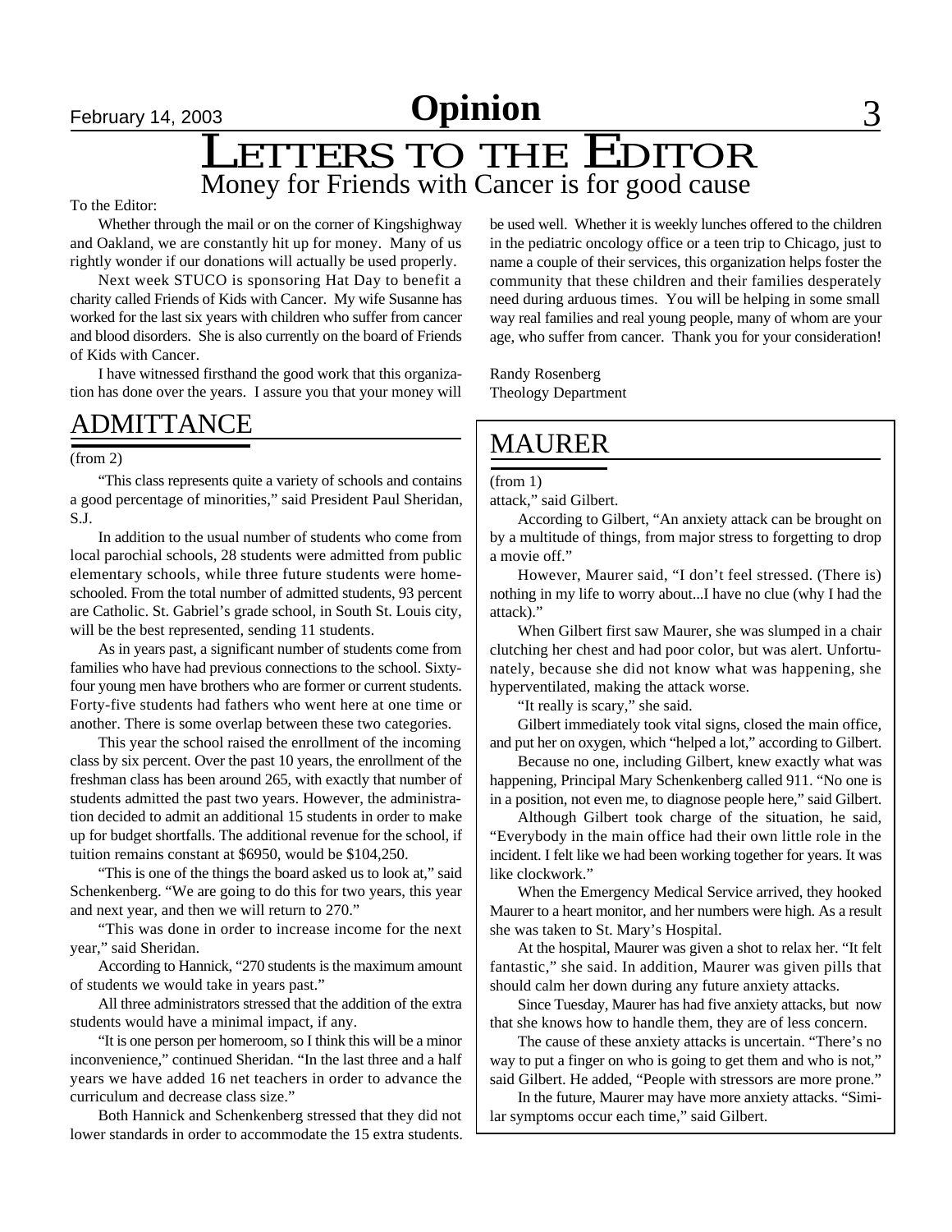# Opinion

# LETTERS TO THE EDITOR

## Money for Friends with Cancer is for good cause

To the Editor:

Whether through the mail or on the corner of Kingshighway and Oakland, we are constantly hit up for money. Many of us rightly wonder if our donations will actually be used properly.

Next week STUCO is sponsoring Hat Day to benefit a charity called Friends of Kids with Cancer. My wife Susanne has worked for the last six years with children who suffer from cancer and blood disorders. She is also currently on the board of Friends of Kids with Cancer.

I have witnessed firsthand the good work that this organization has done over the years. I assure you that your money will be used well. Whether it is weekly lunches offered to the children in the pediatric oncology office or a teen trip to Chicago, just to name a couple of their services, this organization helps foster the community that these children and their families desperately need during arduous times. You will be helping in some small way real families and real young people, many of whom are your age, who suffer from cancer. Thank you for your consideration!

Randy Rosenberg
Theology Department

## ADMITTANCE

(from 2)

"This class represents quite a variety of schools and contains a good percentage of minorities," said President Paul Sheridan, S.J.

In addition to the usual number of students who come from local parochial schools, 28 students were admitted from public elementary schools, while three future students were home-schooled. From the total number of admitted students, 93 percent are Catholic. St. Gabriel's grade school, in South St. Louis city, will be the best represented, sending 11 students.

As in years past, a significant number of students come from families who have had previous connections to the school. Sixty-four young men have brothers who are former or current students. Forty-five students had fathers who went here at one time or another. There is some overlap between these two categories.

This year the school raised the enrollment of the incoming class by six percent. Over the past 10 years, the enrollment of the freshman class has been around 265, with exactly that number of students admitted the past two years. However, the administration decided to admit an additional 15 students in order to make up for budget shortfalls. The additional revenue for the school, if tuition remains constant at $6950, would be $104,250.

"This is one of the things the board asked us to look at," said Schenkenberg. "We are going to do this for two years, this year and next year, and then we will return to 270."

"This was done in order to increase income for the next year," said Sheridan.

According to Hannick, "270 students is the maximum amount of students we would take in years past."

All three administrators stressed that the addition of the extra students would have a minimal impact, if any.

"It is one person per homeroom, so I think this will be a minor inconvenience," continued Sheridan. "In the last three and a half years we have added 16 net teachers in order to advance the curriculum and decrease class size."

Both Hannick and Schenkenberg stressed that they did not lower standards in order to accommodate the 15 extra students.

## MAURER

(from 1)

attack," said Gilbert.

According to Gilbert, "An anxiety attack can be brought on by a multitude of things, from major stress to forgetting to drop a movie off."

However, Maurer said, "I don't feel stressed. (There is) nothing in my life to worry about...I have no clue (why I had the attack)."

When Gilbert first saw Maurer, she was slumped in a chair clutching her chest and had poor color, but was alert. Unfortunately, because she did not know what was happening, she hyperventilated, making the attack worse.

"It really is scary," she said.

Gilbert immediately took vital signs, closed the main office, and put her on oxygen, which "helped a lot," according to Gilbert.

Because no one, including Gilbert, knew exactly what was happening, Principal Mary Schenkenberg called 911. "No one is in a position, not even me, to diagnose people here," said Gilbert.

Although Gilbert took charge of the situation, he said, "Everybody in the main office had their own little role in the incident. I felt like we had been working together for years. It was like clockwork."

When the Emergency Medical Service arrived, they hooked Maurer to a heart monitor, and her numbers were high. As a result she was taken to St. Mary's Hospital.

At the hospital, Maurer was given a shot to relax her. "It felt fantastic," she said. In addition, Maurer was given pills that should calm her down during any future anxiety attacks.

Since Tuesday, Maurer has had five anxiety attacks, but now that she knows how to handle them, they are of less concern.

The cause of these anxiety attacks is uncertain. "There's no way to put a finger on who is going to get them and who is not," said Gilbert. He added, "People with stressors are more prone."

In the future, Maurer may have more anxiety attacks. "Similar symptoms occur each time," said Gilbert.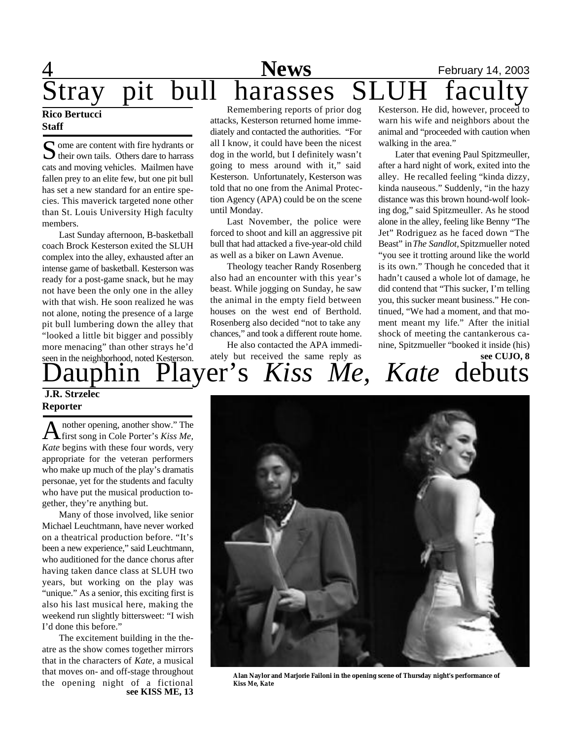# Stray pit bull harasses SLUH faculty

**Rico Bertucci**
**Staff**

Some are content with fire hydrants or their own tails. Others dare to harrass cats and moving vehicles. Mailmen have fallen prey to an elite few, but one pit bull has set a new standard for an entire species. This maverick targeted none other than St. Louis University High faculty members.

Last Sunday afternoon, B-basketball coach Brock Kesterson exited the SLUH complex into the alley, exhausted after an intense game of basketball. Kesterson was ready for a post-game snack, but he may not have been the only one in the alley with that wish. He soon realized he was not alone, noting the presence of a large pit bull lumbering down the alley that "looked a little bit bigger and possibly more menacing" than other strays he'd seen in the neighborhood, noted Kesterson.

Remembering reports of prior dog attacks, Kesterson returned home immediately and contacted the authorities. "For all I know, it could have been the nicest dog in the world, but I definitely wasn't going to mess around with it," said Kesterson. Unfortunately, Kesterson was told that no one from the Animal Protection Agency (APA) could be on the scene until Monday.

Last November, the police were forced to shoot and kill an aggressive pit bull that had attacked a five-year-old child as well as a biker on Lawn Avenue.

Theology teacher Randy Rosenberg also had an encounter with this year's beast. While jogging on Sunday, he saw the animal in the empty field between houses on the west end of Berthold. Rosenberg also decided "not to take any chances," and took a different route home.

He also contacted the APA immediately but received the same reply as Kesterson. He did, however, proceed to warn his wife and neighbors about the animal and "proceeded with caution when walking in the area."

Later that evening Paul Spitzmeuller, after a hard night of work, exited into the alley. He recalled feeling "kinda dizzy, kinda nauseous." Suddenly, "in the hazy distance was this brown hound-wolf looking dog," said Spitzmeuller. As he stood alone in the alley, feeling like Benny "The Jet" Rodriguez as he faced down "The Beast" in *The Sandlot*, Spitzmueller noted "you see it trotting around like the world is its own." Though he conceded that it hadn't caused a whole lot of damage, he did contend that "This sucker, I'm telling you, this sucker meant business." He continued, "We had a moment, and that moment meant my life." After the initial shock of meeting the cantankerous canine, Spitzmueller "booked it inside (his)

**see CUJO, 8**

# Dauphin Player's *Kiss Me, Kate* debuts

**J.R. Strzelec**
**Reporter**

"Another opening, another show." The first song in Cole Porter's *Kiss Me, Kate* begins with these four words, very appropriate for the veteran performers who make up much of the play's dramatis personae, yet for the students and faculty who have put the musical production together, they're anything but.

Many of those involved, like senior Michael Leuchtmann, have never worked on a theatrical production before. "It's been a new experience," said Leuchtmann, who auditioned for the dance chorus after having taken dance class at SLUH two years, but working on the play was "unique." As a senior, this exciting first is also his last musical here, making the weekend run slightly bittersweet: "I wish I'd done this before."

The excitement building in the theatre as the show comes together mirrors that in the characters of *Kate*, a musical that moves on- and off-stage throughout the opening night of a fictional

**see KISS ME, 13**

**Alan Naylor and Marjorie Failoni in the opening scene of Thursday night's performance of *Kiss Me, Kate***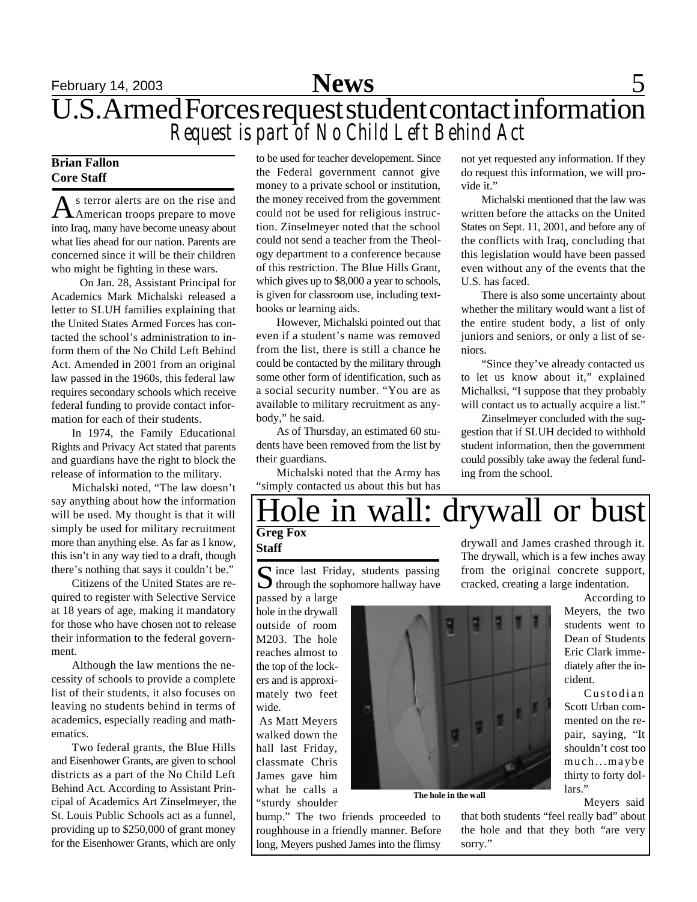# U.S. Armed Forces request student contact information

## *Request is part of No Child Left Behind Act*

**Brian Fallon**
**Core Staff**

As terror alerts are on the rise and American troops prepare to move into Iraq, many have become uneasy about what lies ahead for our nation. Parents are concerned since it will be their children who might be fighting in these wars.

On Jan. 28, Assistant Principal for Academics Mark Michalski released a letter to SLUH families explaining that the United States Armed Forces has contacted the school's administration to inform them of the No Child Left Behind Act. Amended in 2001 from an original law passed in the 1960s, this federal law requires secondary schools which receive federal funding to provide contact information for each of their students.

In 1974, the Family Educational Rights and Privacy Act stated that parents and guardians have the right to block the release of information to the military.

Michalski noted, "The law doesn't say anything about how the information will be used. My thought is that it will simply be used for military recruitment more than anything else. As far as I know, this isn't in any way tied to a draft, though there's nothing that says it couldn't be."

Citizens of the United States are required to register with Selective Service at 18 years of age, making it mandatory for those who have chosen not to release their information to the federal government.

Although the law mentions the necessity of schools to provide a complete list of their students, it also focuses on leaving no students behind in terms of academics, especially reading and mathematics.

Two federal grants, the Blue Hills and Eisenhower Grants, are given to school districts as a part of the No Child Left Behind Act. According to Assistant Principal of Academics Art Zinselmeyer, the St. Louis Public Schools act as a funnel, providing up to $250,000 of grant money for the Eisenhower Grants, which are only to be used for teacher developement. Since the Federal government cannot give money to a private school or institution, the money received from the government could not be used for religious instruction. Zinselmeyer noted that the school could not send a teacher from the Theology department to a conference because of this restriction. The Blue Hills Grant, which gives up to $8,000 a year to schools, is given for classroom use, including textbooks or learning aids.

However, Michalski pointed out that even if a student's name was removed from the list, there is still a chance he could be contacted by the military through some other form of identification, such as a social security number. "You are as available to military recruitment as anybody," he said.

As of Thursday, an estimated 60 students have been removed from the list by their guardians.

Michalski noted that the Army has "simply contacted us about this but has not yet requested any information. If they do request this information, we will provide it."

Michalski mentioned that the law was written before the attacks on the United States on Sept. 11, 2001, and before any of the conflicts with Iraq, concluding that this legislation would have been passed even without any of the events that the U.S. has faced.

There is also some uncertainty about whether the military would want a list of the entire student body, a list of only juniors and seniors, or only a list of seniors.

"Since they've already contacted us to let us know about it," explained Michalksi, "I suppose that they probably will contact us to actually acquire a list."

Zinselmeyer concluded with the suggestion that if SLUH decided to withhold student information, then the government could possibly take away the federal funding from the school.

# Hole in wall: drywall or bust

**Greg Fox**
**Staff**

Since last Friday, students passing through the sophomore hallway have passed by a large hole in the drywall outside of room M203. The hole reaches almost to the top of the lockers and is approximately two feet wide.

As Matt Meyers walked down the hall last Friday, classmate Chris James gave him what he calls a "sturdy shoulder bump." The two friends proceeded to roughhouse in a friendly manner. Before long, Meyers pushed James into the flimsy drywall and James crashed through it. The drywall, which is a few inches away from the original concrete support, cracked, creating a large indentation.

The hole in the wall

According to Meyers, the two students went to Dean of Students Eric Clark immediately after the incident.

Custodian Scott Urban commented on the repair, saying, "It shouldn't cost too much…maybe thirty to forty dollars."

Meyers said that both students "feel really bad" about the hole and that they both "are very sorry."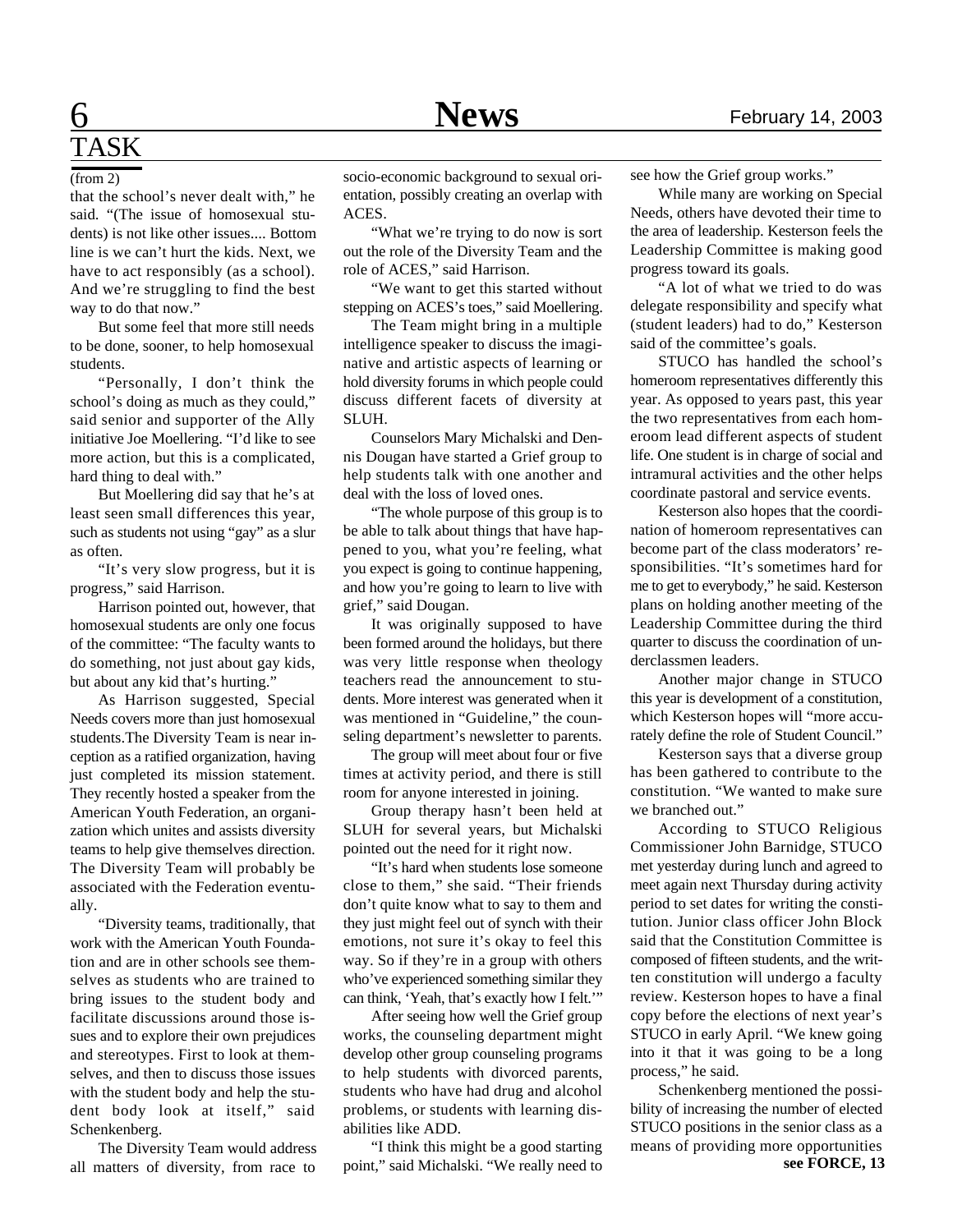# TASK

(from 2)

that the school's never dealt with," he said. "(The issue of homosexual students) is not like other issues.... Bottom line is we can't hurt the kids. Next, we have to act responsibly (as a school). And we're struggling to find the best way to do that now."

But some feel that more still needs to be done, sooner, to help homosexual students.

"Personally, I don't think the school's doing as much as they could," said senior and supporter of the Ally initiative Joe Moellering. "I'd like to see more action, but this is a complicated, hard thing to deal with."

But Moellering did say that he's at least seen small differences this year, such as students not using "gay" as a slur as often.

"It's very slow progress, but it is progress," said Harrison.

Harrison pointed out, however, that homosexual students are only one focus of the committee: "The faculty wants to do something, not just about gay kids, but about any kid that's hurting."

As Harrison suggested, Special Needs covers more than just homosexual students.The Diversity Team is near inception as a ratified organization, having just completed its mission statement. They recently hosted a speaker from the American Youth Federation, an organization which unites and assists diversity teams to help give themselves direction. The Diversity Team will probably be associated with the Federation eventually.

"Diversity teams, traditionally, that work with the American Youth Foundation and are in other schools see themselves as students who are trained to bring issues to the student body and facilitate discussions around those issues and to explore their own prejudices and stereotypes. First to look at themselves, and then to discuss those issues with the student body and help the student body look at itself," said Schenkenberg.

The Diversity Team would address all matters of diversity, from race to socio-economic background to sexual orientation, possibly creating an overlap with ACES.

"What we're trying to do now is sort out the role of the Diversity Team and the role of ACES," said Harrison.

"We want to get this started without stepping on ACES's toes," said Moellering.

The Team might bring in a multiple intelligence speaker to discuss the imaginative and artistic aspects of learning or hold diversity forums in which people could discuss different facets of diversity at SLUH.

Counselors Mary Michalski and Dennis Dougan have started a Grief group to help students talk with one another and deal with the loss of loved ones.

"The whole purpose of this group is to be able to talk about things that have happened to you, what you're feeling, what you expect is going to continue happening, and how you're going to learn to live with grief," said Dougan.

It was originally supposed to have been formed around the holidays, but there was very little response when theology teachers read the announcement to students. More interest was generated when it was mentioned in "Guideline," the counseling department's newsletter to parents.

The group will meet about four or five times at activity period, and there is still room for anyone interested in joining.

Group therapy hasn't been held at SLUH for several years, but Michalski pointed out the need for it right now.

"It's hard when students lose someone close to them," she said. "Their friends don't quite know what to say to them and they just might feel out of synch with their emotions, not sure it's okay to feel this way. So if they're in a group with others who've experienced something similar they can think, 'Yeah, that's exactly how I felt.'"

After seeing how well the Grief group works, the counseling department might develop other group counseling programs to help students with divorced parents, students who have had drug and alcohol problems, or students with learning disabilities like ADD.

"I think this might be a good starting point," said Michalski. "We really need to see how the Grief group works."

While many are working on Special Needs, others have devoted their time to the area of leadership. Kesterson feels the Leadership Committee is making good progress toward its goals.

"A lot of what we tried to do was delegate responsibility and specify what (student leaders) had to do," Kesterson said of the committee's goals.

STUCO has handled the school's homeroom representatives differently this year. As opposed to years past, this year the two representatives from each homeroom lead different aspects of student life. One student is in charge of social and intramural activities and the other helps coordinate pastoral and service events.

Kesterson also hopes that the coordination of homeroom representatives can become part of the class moderators' responsibilities. "It's sometimes hard for me to get to everybody," he said. Kesterson plans on holding another meeting of the Leadership Committee during the third quarter to discuss the coordination of underclassmen leaders.

Another major change in STUCO this year is development of a constitution, which Kesterson hopes will "more accurately define the role of Student Council."

Kesterson says that a diverse group has been gathered to contribute to the constitution. "We wanted to make sure we branched out."

According to STUCO Religious Commissioner John Barnidge, STUCO met yesterday during lunch and agreed to meet again next Thursday during activity period to set dates for writing the constitution. Junior class officer John Block said that the Constitution Committee is composed of fifteen students, and the written constitution will undergo a faculty review. Kesterson hopes to have a final copy before the elections of next year's STUCO in early April. "We knew going into it that it was going to be a long process," he said.

Schenkenberg mentioned the possibility of increasing the number of elected STUCO positions in the senior class as a means of providing more opportunities

**see FORCE, 13**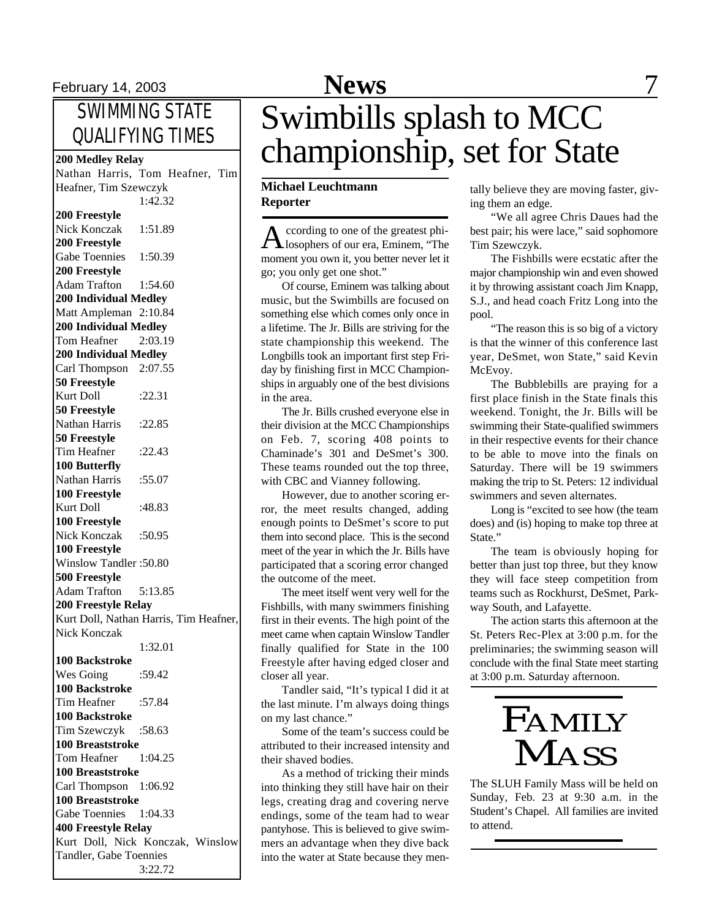# Swimbills splash to MCC championship, set for State

**Michael Leuchtmann**
**Reporter**

According to one of the greatest philosophers of our era, Eminem, "The moment you own it, you better never let it go; you only get one shot."

Of course, Eminem was talking about music, but the Swimbills are focused on something else which comes only once in a lifetime. The Jr. Bills are striving for the state championship this weekend. The Longbills took an important first step Friday by finishing first in MCC Championships in arguably one of the best divisions in the area.

The Jr. Bills crushed everyone else in their division at the MCC Championships on Feb. 7, scoring 408 points to Chaminade's 301 and DeSmet's 300. These teams rounded out the top three, with CBC and Vianney following.

However, due to another scoring error, the meet results changed, adding enough points to DeSmet's score to put them into second place. This is the second meet of the year in which the Jr. Bills have participated that a scoring error changed the outcome of the meet.

The meet itself went very well for the Fishbills, with many swimmers finishing first in their events. The high point of the meet came when captain Winslow Tandler finally qualified for State in the 100 Freestyle after having edged closer and closer all year.

Tandler said, "It's typical I did it at the last minute. I'm always doing things on my last chance."

Some of the team's success could be attributed to their increased intensity and their shaved bodies.

As a method of tricking their minds into thinking they still have hair on their legs, creating drag and covering nerve endings, some of the team had to wear pantyhose. This is believed to give swimmers an advantage when they dive back into the water at State because they mentally believe they are moving faster, giving them an edge.

"We all agree Chris Daues had the best pair; his were lace," said sophomore Tim Szewczyk.

The Fishbills were ecstatic after the major championship win and even showed it by throwing assistant coach Jim Knapp, S.J., and head coach Fritz Long into the pool.

"The reason this is so big of a victory is that the winner of this conference last year, DeSmet, won State," said Kevin McEvoy.

The Bubblebills are praying for a first place finish in the State finals this weekend. Tonight, the Jr. Bills will be swimming their State-qualified swimmers in their respective events for their chance to be able to move into the finals on Saturday. There will be 19 swimmers making the trip to St. Peters: 12 individual swimmers and seven alternates.

Long is "excited to see how (the team does) and (is) hoping to make top three at State."

The team is obviously hoping for better than just top three, but they know they will face steep competition from teams such as Rockhurst, DeSmet, Parkway South, and Lafayette.

The action starts this afternoon at the St. Peters Rec-Plex at 3:00 p.m. for the preliminaries; the swimming season will conclude with the final State meet starting at 3:00 p.m. Saturday afternoon.

## SWIMMING STATE QUALIFYING TIMES

**200 Medley Relay**
Nathan Harris, Tom Heafner, Tim Heafner, Tim Szewczyk — 1:42.32

**200 Freestyle**
Nick Konczak — 1:51.89

**200 Freestyle**
Gabe Toennies — 1:50.39

**200 Freestyle**
Adam Trafton — 1:54.60

**200 Individual Medley**
Matt Ampleman — 2:10.84

**200 Individual Medley**
Tom Heafner — 2:03.19

**200 Individual Medley**
Carl Thompson — 2:07.55

**50 Freestyle**
Kurt Doll — :22.31

**50 Freestyle**
Nathan Harris — :22.85

**50 Freestyle**
Tim Heafner — :22.43

**100 Butterfly**
Nathan Harris — :55.07

**100 Freestyle**
Kurt Doll — :48.83

**100 Freestyle**
Nick Konczak — :50.95

**100 Freestyle**
Winslow Tandler — :50.80

**500 Freestyle**
Adam Trafton — 5:13.85

**200 Freestyle Relay**
Kurt Doll, Nathan Harris, Tim Heafner, Nick Konczak — 1:32.01

**100 Backstroke**
Wes Going — :59.42

**100 Backstroke**
Tim Heafner — :57.84

**100 Backstroke**
Tim Szewczyk — :58.63

**100 Breaststroke**
Tom Heafner — 1:04.25

**100 Breaststroke**
Carl Thompson — 1:06.92

**100 Breaststroke**
Gabe Toennies — 1:04.33

**400 Freestyle Relay**
Kurt Doll, Nick Konczak, Winslow Tandler, Gabe Toennies — 3:22.72

## FAMILY MASS

The SLUH Family Mass will be held on Sunday, Feb. 23 at 9:30 a.m. in the Student's Chapel. All families are invited to attend.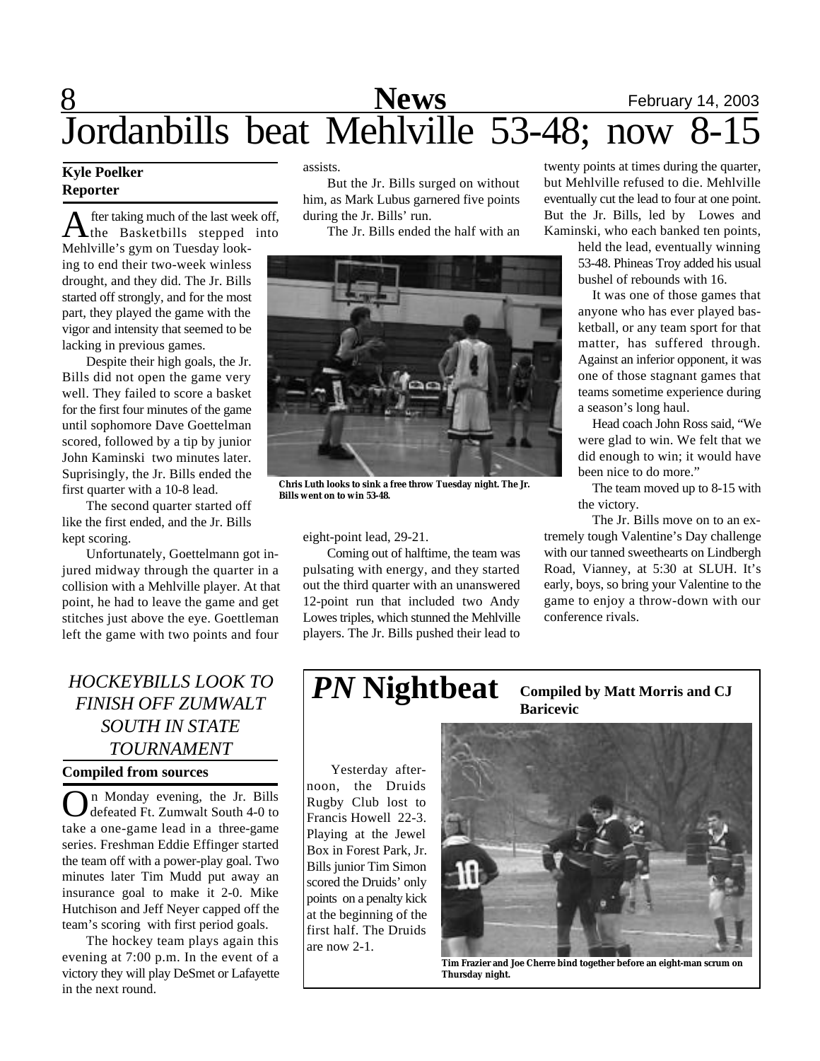# Jordanbills beat Mehlville 53-48; now 8-15

**Kyle Poelker**
**Reporter**

After taking much of the last week off, the Basketbills stepped into Mehlville's gym on Tuesday looking to end their two-week winless drought, and they did. The Jr. Bills started off strongly, and for the most part, they played the game with the vigor and intensity that seemed to be lacking in previous games.

Despite their high goals, the Jr. Bills did not open the game very well. They failed to score a basket for the first four minutes of the game until sophomore Dave Goettelman scored, followed by a tip by junior John Kaminski two minutes later. Suprisingly, the Jr. Bills ended the first quarter with a 10-8 lead.

The second quarter started off like the first ended, and the Jr. Bills kept scoring.

Unfortunately, Goettelmann got injured midway through the quarter in a collision with a Mehlville player. At that point, he had to leave the game and get stitches just above the eye. Goettleman left the game with two points and four assists.

But the Jr. Bills surged on without him, as Mark Lubus garnered five points during the Jr. Bills' run.

The Jr. Bills ended the half with an eight-point lead, 29-21.

Chris Luth looks to sink a free throw Tuesday night. The Jr. Bills went on to win 53-48.

Coming out of halftime, the team was pulsating with energy, and they started out the third quarter with an unanswered 12-point run that included two Andy Lowes triples, which stunned the Mehlville players. The Jr. Bills pushed their lead to twenty points at times during the quarter, but Mehlville refused to die. Mehlville eventually cut the lead to four at one point. But the Jr. Bills, led by Lowes and Kaminski, who each banked ten points, held the lead, eventually winning 53-48. Phineas Troy added his usual bushel of rebounds with 16.

It was one of those games that anyone who has ever played basketball, or any team sport for that matter, has suffered through. Against an inferior opponent, it was one of those stagnant games that teams sometime experience during a season's long haul.

Head coach John Ross said, "We were glad to win. We felt that we did enough to win; it would have been nice to do more."

The team moved up to 8-15 with the victory.

The Jr. Bills move on to an extremely tough Valentine's Day challenge with our tanned sweethearts on Lindbergh Road, Vianney, at 5:30 at SLUH. It's early, boys, so bring your Valentine to the game to enjoy a throw-down with our conference rivals.

## *HOCKEYBILLS LOOK TO FINISH OFF ZUMWALT SOUTH IN STATE TOURNAMENT*

**Compiled from sources**

On Monday evening, the Jr. Bills defeated Ft. Zumwalt South 4-0 to take a one-game lead in a three-game series. Freshman Eddie Effinger started the team off with a power-play goal. Two minutes later Tim Mudd put away an insurance goal to make it 2-0. Mike Hutchison and Jeff Neyer capped off the team's scoring with first period goals.

The hockey team plays again this evening at 7:00 p.m. In the event of a victory they will play DeSmet or Lafayette in the next round.

## *PN* Nightbeat

**Compiled by Matt Morris and CJ Baricevic**

Yesterday afternoon, the Druids Rugby Club lost to Francis Howell 22-3. Playing at the Jewel Box in Forest Park, Jr. Bills junior Tim Simon scored the Druids' only points on a penalty kick at the beginning of the first half. The Druids are now 2-1.

Tim Frazier and Joe Cherre bind together before an eight-man scrum on Thursday night.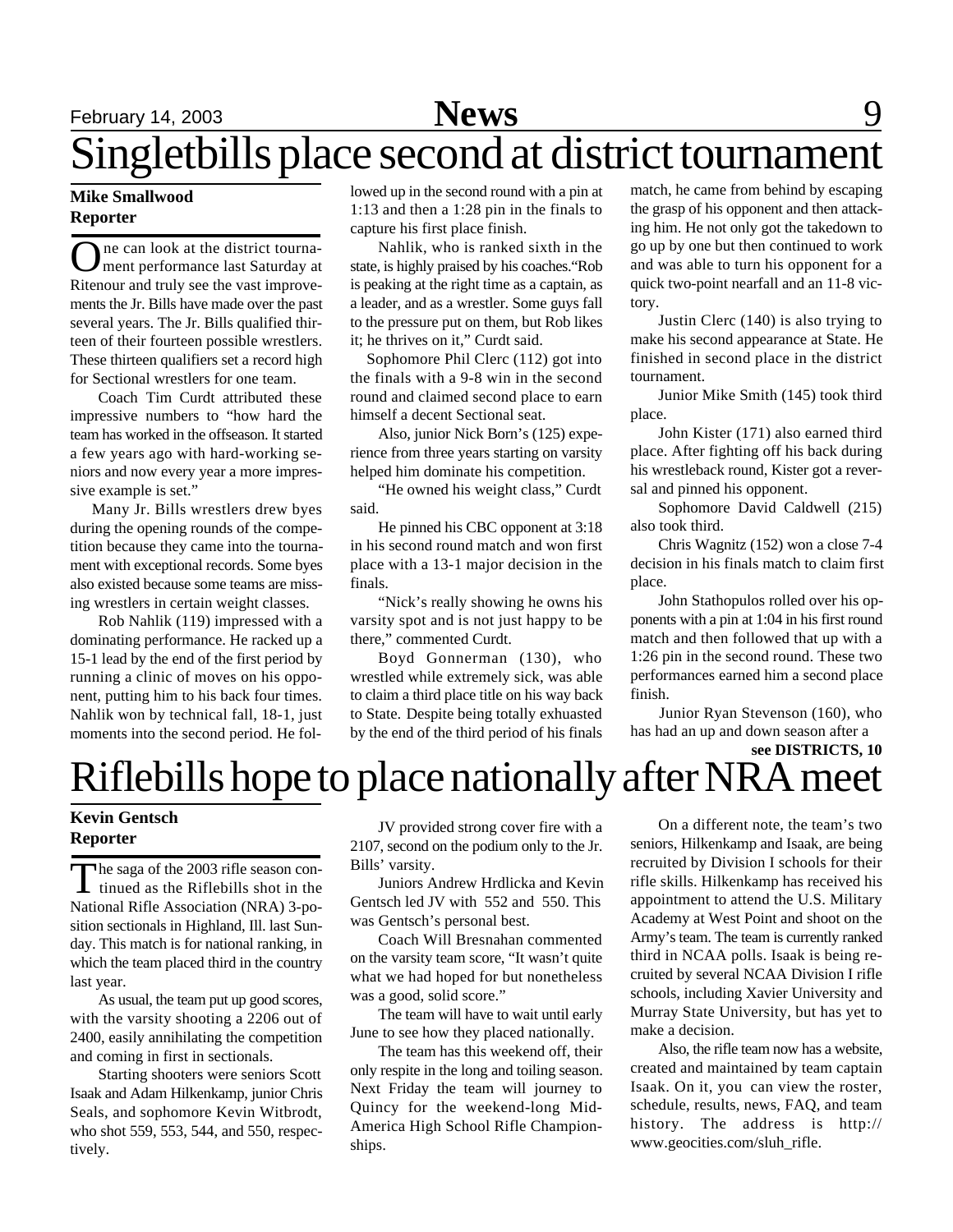# Singletbills place second at district tournament

**Mike Smallwood**
**Reporter**

One can look at the district tournament performance last Saturday at Ritenour and truly see the vast improvements the Jr. Bills have made over the past several years. The Jr. Bills qualified thirteen of their fourteen possible wrestlers. These thirteen qualifiers set a record high for Sectional wrestlers for one team.

Coach Tim Curdt attributed these impressive numbers to "how hard the team has worked in the offseason. It started a few years ago with hard-working seniors and now every year a more impressive example is set."

Many Jr. Bills wrestlers drew byes during the opening rounds of the competition because they came into the tournament with exceptional records. Some byes also existed because some teams are missing wrestlers in certain weight classes.

Rob Nahlik (119) impressed with a dominating performance. He racked up a 15-1 lead by the end of the first period by running a clinic of moves on his opponent, putting him to his back four times. Nahlik won by technical fall, 18-1, just moments into the second period. He followed up in the second round with a pin at 1:13 and then a 1:28 pin in the finals to capture his first place finish.

Nahlik, who is ranked sixth in the state, is highly praised by his coaches."Rob is peaking at the right time as a captain, as a leader, and as a wrestler. Some guys fall to the pressure put on them, but Rob likes it; he thrives on it," Curdt said.

Sophomore Phil Clerc (112) got into the finals with a 9-8 win in the second round and claimed second place to earn himself a decent Sectional seat.

Also, junior Nick Born's (125) experience from three years starting on varsity helped him dominate his competition.

"He owned his weight class," Curdt said.

He pinned his CBC opponent at 3:18 in his second round match and won first place with a 13-1 major decision in the finals.

"Nick's really showing he owns his varsity spot and is not just happy to be there," commented Curdt.

Boyd Gonnerman (130), who wrestled while extremely sick, was able to claim a third place title on his way back to State. Despite being totally exhausted by the end of the third period of his finals match, he came from behind by escaping the grasp of his opponent and then attacking him. He not only got the takedown to go up by one but then continued to work and was able to turn his opponent for a quick two-point nearfall and an 11-8 victory.

Justin Clerc (140) is also trying to make his second appearance at State. He finished in second place in the district tournament.

Junior Mike Smith (145) took third place.

John Kister (171) also earned third place. After fighting off his back during his wrestleback round, Kister got a reversal and pinned his opponent.

Sophomore David Caldwell (215) also took third.

Chris Wagnitz (152) won a close 7-4 decision in his finals match to claim first place.

John Stathopulos rolled over his opponents with a pin at 1:04 in his first round match and then followed that up with a 1:26 pin in the second round. These two performances earned him a second place finish.

Junior Ryan Stevenson (160), who has had an up and down season after a

**see DISTRICTS, 10**

# Riflebills hope to place nationally after NRA meet

**Kevin Gentsch**
**Reporter**

The saga of the 2003 rifle season continued as the Riflebills shot in the National Rifle Association (NRA) 3-position sectionals in Highland, Ill. last Sunday. This match is for national ranking, in which the team placed third in the country last year.

As usual, the team put up good scores, with the varsity shooting a 2206 out of 2400, easily annihilating the competition and coming in first in sectionals.

Starting shooters were seniors Scott Isaak and Adam Hilkenkamp, junior Chris Seals, and sophomore Kevin Witbrodt, who shot 559, 553, 544, and 550, respectively.

JV provided strong cover fire with a 2107, second on the podium only to the Jr. Bills' varsity.

Juniors Andrew Hrdlicka and Kevin Gentsch led JV with 552 and 550. This was Gentsch's personal best.

Coach Will Bresnahan commented on the varsity team score, "It wasn't quite what we had hoped for but nonetheless was a good, solid score."

The team will have to wait until early June to see how they placed nationally.

The team has this weekend off, their only respite in the long and toiling season. Next Friday the team will journey to Quincy for the weekend-long Mid-America High School Rifle Championships.

On a different note, the team's two seniors, Hilkenkamp and Isaak, are being recruited by Division I schools for their rifle skills. Hilkenkamp has received his appointment to attend the U.S. Military Academy at West Point and shoot on the Army's team. The team is currently ranked third in NCAA polls. Isaak is being recruited by several NCAA Division I rifle schools, including Xavier University and Murray State University, but has yet to make a decision.

Also, the rifle team now has a website, created and maintained by team captain Isaak. On it, you can view the roster, schedule, results, news, FAQ, and team history. The address is http://www.geocities.com/sluh_rifle.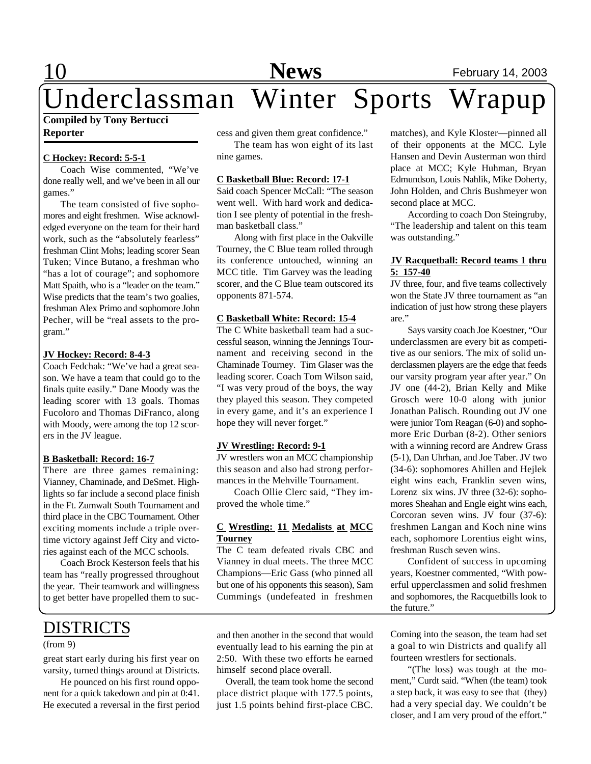# Underclassman Winter Sports Wrapup

**Compiled by Tony Bertucci**
**Reporter**

**C Hockey: Record: 5-5-1**

Coach Wise commented, "We've done really well, and we've been in all our games."

The team consisted of five sophomores and eight freshmen. Wise acknowledged everyone on the team for their hard work, such as the "absolutely fearless" freshman Clint Mohs; leading scorer Sean Tuken; Vince Butano, a freshman who "has a lot of courage"; and sophomore Matt Spaith, who is a "leader on the team." Wise predicts that the team's two goalies, freshman Alex Primo and sophomore John Pecher, will be "real assets to the program."

**JV Hockey: Record: 8-4-3**

Coach Fedchak: "We've had a great season. We have a team that could go to the finals quite easily." Dane Moody was the leading scorer with 13 goals. Thomas Fucoloro and Thomas DiFranco, along with Moody, were among the top 12 scorers in the JV league.

**B Basketball: Record: 16-7**

There are three games remaining: Vianney, Chaminade, and DeSmet. Highlights so far include a second place finish in the Ft. Zumwalt South Tournament and third place in the CBC Tournament. Other exciting moments include a triple overtime victory against Jeff City and victories against each of the MCC schools.

Coach Brock Kesterson feels that his team has "really progressed throughout the year. Their teamwork and willingness to get better have propelled them to success and given them great confidence."

The team has won eight of its last nine games.

**C Basketball Blue: Record: 17-1**

Said coach Spencer McCall: "The season went well. With hard work and dedication I see plenty of potential in the freshman basketball class."

Along with first place in the Oakville Tourney, the C Blue team rolled through its conference untouched, winning an MCC title. Tim Garvey was the leading scorer, and the C Blue team outscored its opponents 871-574.

**C Basketball White: Record: 15-4**

The C White basketball team had a successful season, winning the Jennings Tournament and receiving second in the Chaminade Tourney. Tim Glaser was the leading scorer. Coach Tom Wilson said, "I was very proud of the boys, the way they played this season. They competed in every game, and it's an experience I hope they will never forget."

**JV Wrestling: Record: 9-1**

JV wrestlers won an MCC championship this season and also had strong performances in the Mehville Tournament.

Coach Ollie Clerc said, "They improved the whole time."

**C Wrestling: 11 Medalists at MCC Tourney**

The C team defeated rivals CBC and Vianney in dual meets. The three MCC Champions—Eric Gass (who pinned all but one of his opponents this season), Sam Cummings (undefeated in freshmen matches), and Kyle Kloster—pinned all of their opponents at the MCC. Lyle Hansen and Devin Austerman won third place at MCC; Kyle Huhman, Bryan Edmundson, Louis Nahlik, Mike Doherty, John Holden, and Chris Bushmeyer won second place at MCC.

According to coach Don Steingruby, "The leadership and talent on this team was outstanding."

**JV Racquetball: Record teams 1 thru 5: 157-40**

JV three, four, and five teams collectively won the State JV three tournament as "an indication of just how strong these players are."

Says varsity coach Joe Koestner, "Our underclassmen are every bit as competitive as our seniors. The mix of solid underclassmen players are the edge that feeds our varsity program year after year." On JV one (44-2), Brian Kelly and Mike Grosch were 10-0 along with junior Jonathan Palisch. Rounding out JV one were junior Tom Reagan (6-0) and sophomore Eric Durban (8-2). Other seniors with a winning record are Andrew Grass (5-1), Dan Uhrhan, and Joe Taber. JV two (34-6): sophomores Ahillen and Hejlek eight wins each, Franklin seven wins, Lorenz six wins. JV three (32-6): sophomores Sheahan and Engle eight wins each, Corcoran seven wins. JV four (37-6): freshmen Langan and Koch nine wins each, sophomore Lorentius eight wins, freshman Rusch seven wins.

Confident of success in upcoming years, Koestner commented, "With powerful upperclassmen and solid freshmen and sophomores, the Racquetbills look to the future."

# DISTRICTS

(from 9)

great start early during his first year on varsity, turned things around at Districts.

He pounced on his first round opponent for a quick takedown and pin at 0:41. He executed a reversal in the first period and then another in the second that would eventually lead to his earning the pin at 2:50. With these two efforts he earned himself second place overall.

Overall, the team took home the second place district plaque with 177.5 points, just 1.5 points behind first-place CBC. Coming into the season, the team had set a goal to win Districts and qualify all fourteen wrestlers for sectionals.

"(The loss) was tough at the moment," Curdt said. "When (the team) took a step back, it was easy to see that (they) had a very special day. We couldn't be closer, and I am very proud of the effort."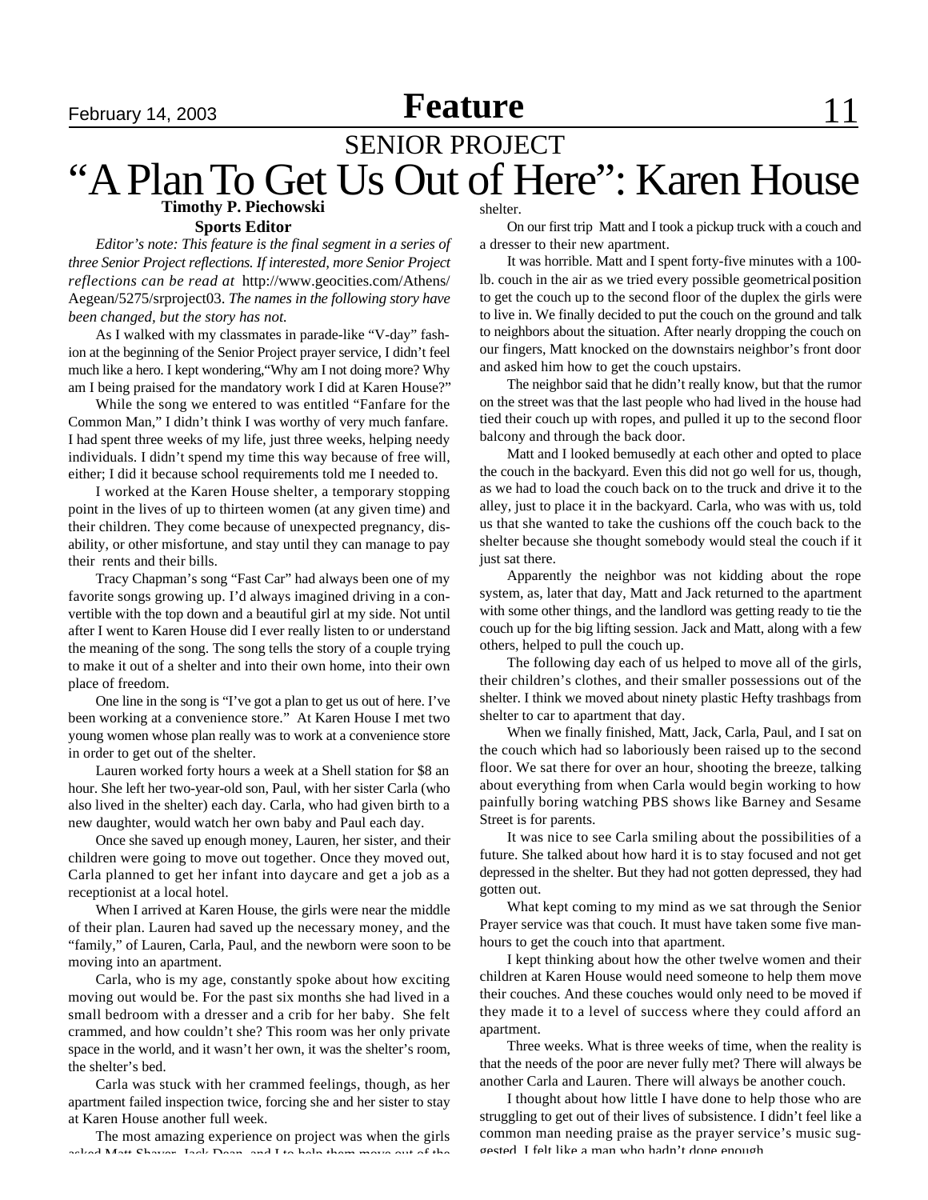SENIOR PROJECT

# "A Plan To Get Us Out of Here": Karen House

**Timothy P. Piechowski**
**Sports Editor**

*Editor's note: This feature is the final segment in a series of three Senior Project reflections. If interested, more Senior Project reflections can be read at* http://www.geocities.com/Athens/Aegean/5275/srproject03. *The names in the following story have been changed, but the story has not.*

As I walked with my classmates in parade-like "V-day" fashion at the beginning of the Senior Project prayer service, I didn't feel much like a hero. I kept wondering,"Why am I not doing more? Why am I being praised for the mandatory work I did at Karen House?"

While the song we entered to was entitled "Fanfare for the Common Man," I didn't think I was worthy of very much fanfare. I had spent three weeks of my life, just three weeks, helping needy individuals. I didn't spend my time this way because of free will, either; I did it because school requirements told me I needed to.

I worked at the Karen House shelter, a temporary stopping point in the lives of up to thirteen women (at any given time) and their children. They come because of unexpected pregnancy, disability, or other misfortune, and stay until they can manage to pay their rents and their bills.

Tracy Chapman's song "Fast Car" had always been one of my favorite songs growing up. I'd always imagined driving in a convertible with the top down and a beautiful girl at my side. Not until after I went to Karen House did I ever really listen to or understand the meaning of the song. The song tells the story of a couple trying to make it out of a shelter and into their own home, into their own place of freedom.

One line in the song is "I've got a plan to get us out of here. I've been working at a convenience store." At Karen House I met two young women whose plan really was to work at a convenience store in order to get out of the shelter.

Lauren worked forty hours a week at a Shell station for $8 an hour. She left her two-year-old son, Paul, with her sister Carla (who also lived in the shelter) each day. Carla, who had given birth to a new daughter, would watch her own baby and Paul each day.

Once she saved up enough money, Lauren, her sister, and their children were going to move out together. Once they moved out, Carla planned to get her infant into daycare and get a job as a receptionist at a local hotel.

When I arrived at Karen House, the girls were near the middle of their plan. Lauren had saved up the necessary money, and the "family," of Lauren, Carla, Paul, and the newborn were soon to be moving into an apartment.

Carla, who is my age, constantly spoke about how exciting moving out would be. For the past six months she had lived in a small bedroom with a dresser and a crib for her baby. She felt crammed, and how couldn't she? This room was her only private space in the world, and it wasn't her own, it was the shelter's room, the shelter's bed.

Carla was stuck with her crammed feelings, though, as her apartment failed inspection twice, forcing she and her sister to stay at Karen House another full week.

The most amazing experience on project was when the girls asked Matt Shaver, Jack Dean, and I to help them move out of the shelter.

On our first trip Matt and I took a pickup truck with a couch and a dresser to their new apartment.

It was horrible. Matt and I spent forty-five minutes with a 100-lb. couch in the air as we tried every possible geometrical position to get the couch up to the second floor of the duplex the girls were to live in. We finally decided to put the couch on the ground and talk to neighbors about the situation. After nearly dropping the couch on our fingers, Matt knocked on the downstairs neighbor's front door and asked him how to get the couch upstairs.

The neighbor said that he didn't really know, but that the rumor on the street was that the last people who had lived in the house had tied their couch up with ropes, and pulled it up to the second floor balcony and through the back door.

Matt and I looked bemusedly at each other and opted to place the couch in the backyard. Even this did not go well for us, though, as we had to load the couch back on to the truck and drive it to the alley, just to place it in the backyard. Carla, who was with us, told us that she wanted to take the cushions off the couch back to the shelter because she thought somebody would steal the couch if it just sat there.

Apparently the neighbor was not kidding about the rope system, as, later that day, Matt and Jack returned to the apartment with some other things, and the landlord was getting ready to tie the couch up for the big lifting session. Jack and Matt, along with a few others, helped to pull the couch up.

The following day each of us helped to move all of the girls, their children's clothes, and their smaller possessions out of the shelter. I think we moved about ninety plastic Hefty trashbags from shelter to car to apartment that day.

When we finally finished, Matt, Jack, Carla, Paul, and I sat on the couch which had so laboriously been raised up to the second floor. We sat there for over an hour, shooting the breeze, talking about everything from when Carla would begin working to how painfully boring watching PBS shows like Barney and Sesame Street is for parents.

It was nice to see Carla smiling about the possibilities of a future. She talked about how hard it is to stay focused and not get depressed in the shelter. But they had not gotten depressed, they had gotten out.

What kept coming to my mind as we sat through the Senior Prayer service was that couch. It must have taken some five man-hours to get the couch into that apartment.

I kept thinking about how the other twelve women and their children at Karen House would need someone to help them move their couches. And these couches would only need to be moved if they made it to a level of success where they could afford an apartment.

Three weeks. What is three weeks of time, when the reality is that the needs of the poor are never fully met? There will always be another Carla and Lauren. There will always be another couch.

I thought about how little I have done to help those who are struggling to get out of their lives of subsistence. I didn't feel like a common man needing praise as the prayer service's music suggested. I felt like a man who hadn't done enough.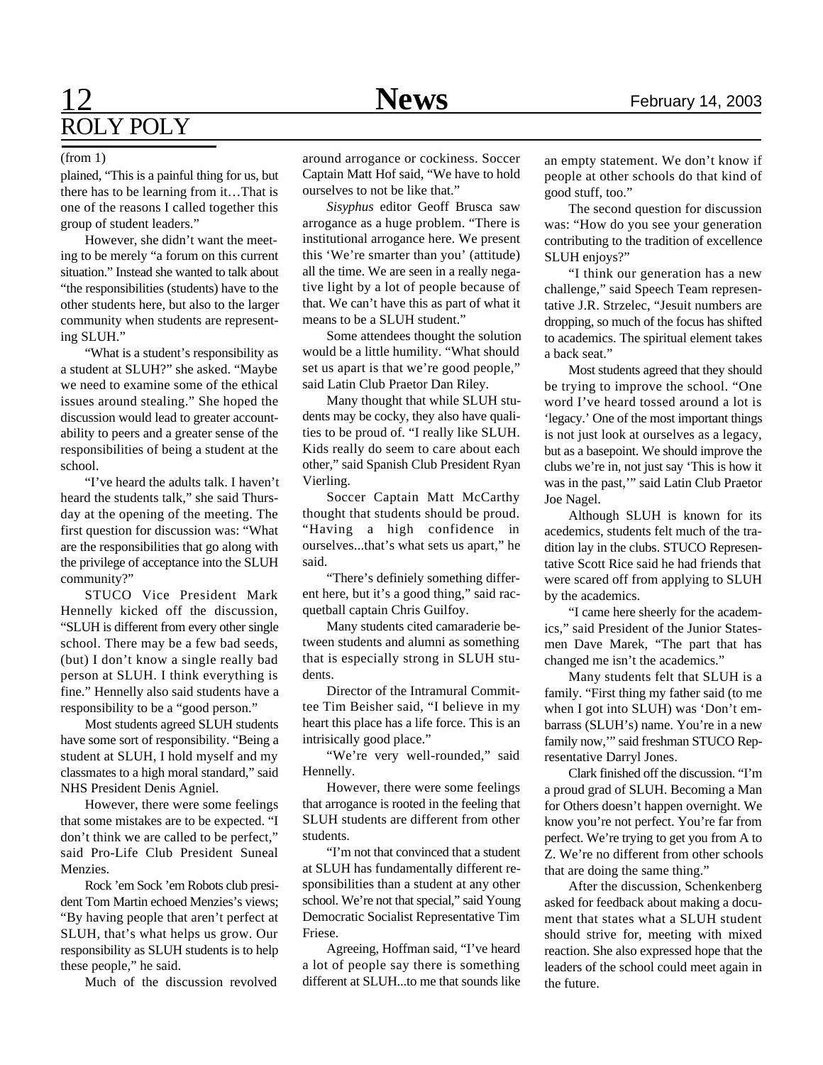# ROLY POLY

(from 1)

plained, "This is a painful thing for us, but there has to be learning from it…That is one of the reasons I called together this group of student leaders."

However, she didn't want the meeting to be merely "a forum on this current situation." Instead she wanted to talk about "the responsibilities (students) have to the other students here, but also to the larger community when students are representing SLUH."

"What is a student's responsibility as a student at SLUH?" she asked. "Maybe we need to examine some of the ethical issues around stealing." She hoped the discussion would lead to greater accountability to peers and a greater sense of the responsibilities of being a student at the school.

"I've heard the adults talk. I haven't heard the students talk," she said Thursday at the opening of the meeting. The first question for discussion was: "What are the responsibilities that go along with the privilege of acceptance into the SLUH community?"

STUCO Vice President Mark Hennelly kicked off the discussion, "SLUH is different from every other single school. There may be a few bad seeds, (but) I don't know a single really bad person at SLUH. I think everything is fine." Hennelly also said students have a responsibility to be a "good person."

Most students agreed SLUH students have some sort of responsibility. "Being a student at SLUH, I hold myself and my classmates to a high moral standard," said NHS President Denis Agniel.

However, there were some feelings that some mistakes are to be expected. "I don't think we are called to be perfect," said Pro-Life Club President Suneal Menzies.

Rock 'em Sock 'em Robots club president Tom Martin echoed Menzies's views; "By having people that aren't perfect at SLUH, that's what helps us grow. Our responsibility as SLUH students is to help these people," he said.

Much of the discussion revolved around arrogance or cockiness. Soccer Captain Matt Hof said, "We have to hold ourselves to not be like that."

*Sisyphus* editor Geoff Brusca saw arrogance as a huge problem. "There is institutional arrogance here. We present this 'We're smarter than you' (attitude) all the time. We are seen in a really negative light by a lot of people because of that. We can't have this as part of what it means to be a SLUH student."

Some attendees thought the solution would be a little humility. "What should set us apart is that we're good people," said Latin Club Praetor Dan Riley.

Many thought that while SLUH students may be cocky, they also have qualities to be proud of. "I really like SLUH. Kids really do seem to care about each other," said Spanish Club President Ryan Vierling.

Soccer Captain Matt McCarthy thought that students should be proud. "Having a high confidence in ourselves...that's what sets us apart," he said.

"There's definiely something different here, but it's a good thing," said racquetball captain Chris Guilfoy.

Many students cited camaraderie between students and alumni as something that is especially strong in SLUH students.

Director of the Intramural Committee Tim Beisher said, "I believe in my heart this place has a life force. This is an intrisically good place."

"We're very well-rounded," said Hennelly.

However, there were some feelings that arrogance is rooted in the feeling that SLUH students are different from other students.

"I'm not that convinced that a student at SLUH has fundamentally different responsibilities than a student at any other school. We're not that special," said Young Democratic Socialist Representative Tim Friese.

Agreeing, Hoffman said, "I've heard a lot of people say there is something different at SLUH...to me that sounds like an empty statement. We don't know if people at other schools do that kind of good stuff, too."

The second question for discussion was: "How do you see your generation contributing to the tradition of excellence SLUH enjoys?"

"I think our generation has a new challenge," said Speech Team representative J.R. Strzelec, "Jesuit numbers are dropping, so much of the focus has shifted to academics. The spiritual element takes a back seat."

Most students agreed that they should be trying to improve the school. "One word I've heard tossed around a lot is 'legacy.' One of the most important things is not just look at ourselves as a legacy, but as a basepoint. We should improve the clubs we're in, not just say 'This is how it was in the past,'" said Latin Club Praetor Joe Nagel.

Although SLUH is known for its acedemics, students felt much of the tradition lay in the clubs. STUCO Representative Scott Rice said he had friends that were scared off from applying to SLUH by the academics.

"I came here sheerly for the academics," said President of the Junior Statesmen Dave Marek, "The part that has changed me isn't the academics."

Many students felt that SLUH is a family. "First thing my father said (to me when I got into SLUH) was 'Don't embarrass (SLUH's) name. You're in a new family now,'" said freshman STUCO Representative Darryl Jones.

Clark finished off the discussion. "I'm a proud grad of SLUH. Becoming a Man for Others doesn't happen overnight. We know you're not perfect. You're far from perfect. We're trying to get you from A to Z. We're no different from other schools that are doing the same thing."

After the discussion, Schenkenberg asked for feedback about making a document that states what a SLUH student should strive for, meeting with mixed reaction. She also expressed hope that the leaders of the school could meet again in the future.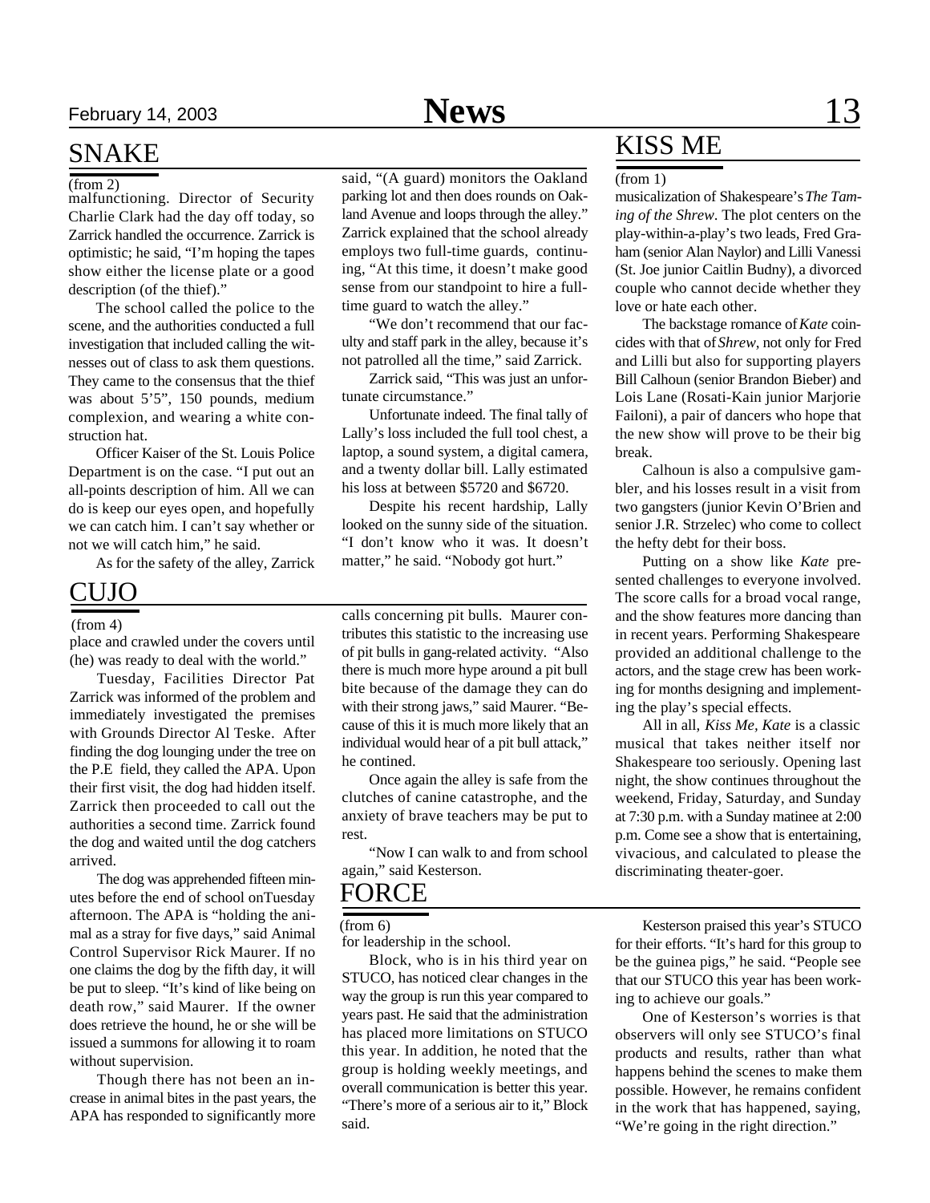## SNAKE

(from 2)

malfunctioning. Director of Security Charlie Clark had the day off today, so Zarrick handled the occurrence. Zarrick is optimistic; he said, "I'm hoping the tapes show either the license plate or a good description (of the thief)."

The school called the police to the scene, and the authorities conducted a full investigation that included calling the witnesses out of class to ask them questions. They came to the consensus that the thief was about 5'5", 150 pounds, medium complexion, and wearing a white construction hat.

Officer Kaiser of the St. Louis Police Department is on the case. "I put out an all-points description of him. All we can do is keep our eyes open, and hopefully we can catch him. I can't say whether or not we will catch him," he said.

As for the safety of the alley, Zarrick said, "(A guard) monitors the Oakland parking lot and then does rounds on Oakland Avenue and loops through the alley." Zarrick explained that the school already employs two full-time guards, continuing, "At this time, it doesn't make good sense from our standpoint to hire a full-time guard to watch the alley."

"We don't recommend that our faculty and staff park in the alley, because it's not patrolled all the time," said Zarrick.

Zarrick said, "This was just an unfortunate circumstance."

Unfortunate indeed. The final tally of Lally's loss included the full tool chest, a laptop, a sound system, a digital camera, and a twenty dollar bill. Lally estimated his loss at between $5720 and $6720.

Despite his recent hardship, Lally looked on the sunny side of the situation. "I don't know who it was. It doesn't matter," he said. "Nobody got hurt."

## CUJO

(from 4)

place and crawled under the covers until (he) was ready to deal with the world."

Tuesday, Facilities Director Pat Zarrick was informed of the problem and immediately investigated the premises with Grounds Director Al Teske. After finding the dog lounging under the tree on the P.E field, they called the APA. Upon their first visit, the dog had hidden itself. Zarrick then proceeded to call out the authorities a second time. Zarrick found the dog and waited until the dog catchers arrived.

The dog was apprehended fifteen minutes before the end of school onTuesday afternoon. The APA is "holding the animal as a stray for five days," said Animal Control Supervisor Rick Maurer. If no one claims the dog by the fifth day, it will be put to sleep. "It's kind of like being on death row," said Maurer. If the owner does retrieve the hound, he or she will be issued a summons for allowing it to roam without supervision.

Though there has not been an increase in animal bites in the past years, the APA has responded to significantly more calls concerning pit bulls. Maurer contributes this statistic to the increasing use of pit bulls in gang-related activity. "Also there is much more hype around a pit bull bite because of the damage they can do with their strong jaws," said Maurer. "Because of this it is much more likely that an individual would hear of a pit bull attack," he contined.

Once again the alley is safe from the clutches of canine catastrophe, and the anxiety of brave teachers may be put to rest.

"Now I can walk to and from school again," said Kesterson.

## KISS ME

(from 1)

musicalization of Shakespeare's *The Taming of the Shrew*. The plot centers on the play-within-a-play's two leads, Fred Graham (senior Alan Naylor) and Lilli Vanessi (St. Joe junior Caitlin Budny), a divorced couple who cannot decide whether they love or hate each other.

The backstage romance of *Kate* coincides with that of *Shrew*, not only for Fred and Lilli but also for supporting players Bill Calhoun (senior Brandon Bieber) and Lois Lane (Rosati-Kain junior Marjorie Failoni), a pair of dancers who hope that the new show will prove to be their big break.

Calhoun is also a compulsive gambler, and his losses result in a visit from two gangsters (junior Kevin O'Brien and senior J.R. Strzelec) who come to collect the hefty debt for their boss.

Putting on a show like *Kate* presented challenges to everyone involved. The score calls for a broad vocal range, and the show features more dancing than in recent years. Performing Shakespeare provided an additional challenge to the actors, and the stage crew has been working for months designing and implementing the play's special effects.

All in all, *Kiss Me, Kate* is a classic musical that takes neither itself nor Shakespeare too seriously. Opening last night, the show continues throughout the weekend, Friday, Saturday, and Sunday at 7:30 p.m. with a Sunday matinee at 2:00 p.m. Come see a show that is entertaining, vivacious, and calculated to please the discriminating theater-goer.

## FORCE

(from 6)

for leadership in the school.

Block, who is in his third year on STUCO, has noticed clear changes in the way the group is run this year compared to years past. He said that the administration has placed more limitations on STUCO this year. In addition, he noted that the group is holding weekly meetings, and overall communication is better this year. "There's more of a serious air to it," Block said.

Kesterson praised this year's STUCO for their efforts. "It's hard for this group to be the guinea pigs," he said. "People see that our STUCO this year has been working to achieve our goals."

One of Kesterson's worries is that observers will only see STUCO's final products and results, rather than what happens behind the scenes to make them possible. However, he remains confident in the work that has happened, saying, "We're going in the right direction."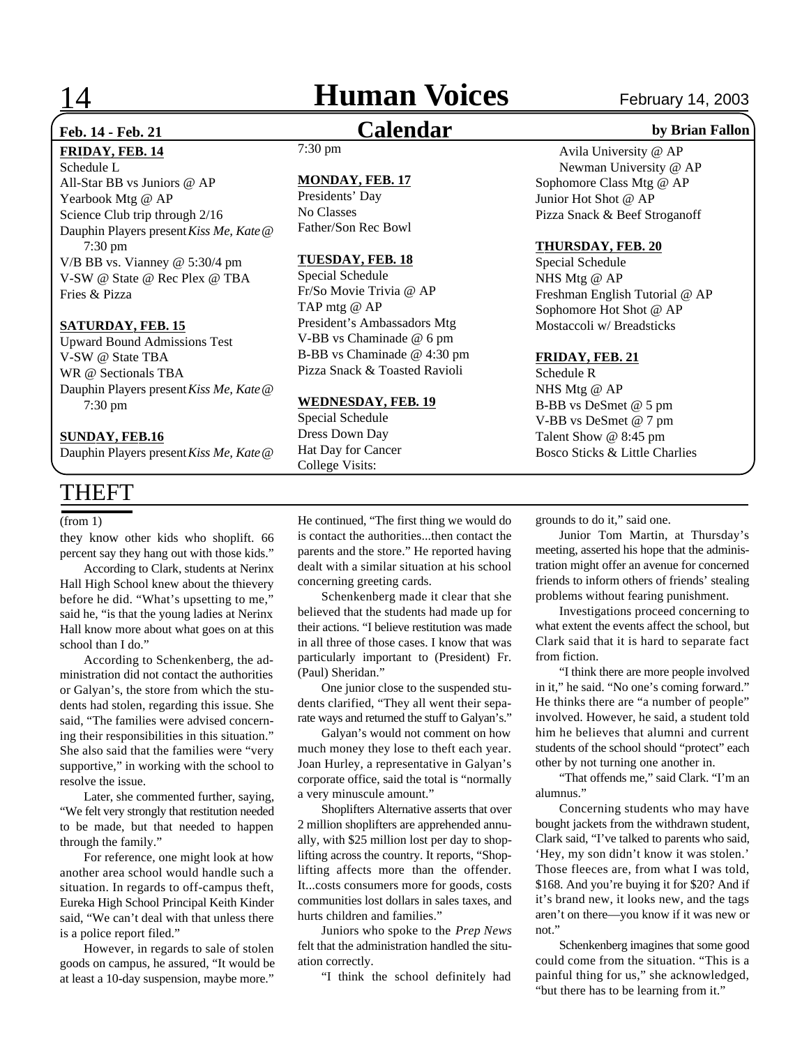# Human Voices

## Calendar

**Feb. 14 - Feb. 21** — by Brian Fallon

**FRIDAY, FEB. 14**
Schedule L
All-Star BB vs Juniors @ AP
Yearbook Mtg @ AP
Science Club trip through 2/16
Dauphin Players present *Kiss Me, Kate* @ 7:30 pm
V/B BB vs. Vianney @ 5:30/4 pm
V-SW @ State @ Rec Plex @ TBA
Fries & Pizza

**SATURDAY, FEB. 15**
Upward Bound Admissions Test
V-SW @ State TBA
WR @ Sectionals TBA
Dauphin Players present *Kiss Me, Kate* @ 7:30 pm

**SUNDAY, FEB.16**
Dauphin Players present *Kiss Me, Kate* @ 7:30 pm

**MONDAY, FEB. 17**
Presidents' Day
No Classes
Father/Son Rec Bowl

**TUESDAY, FEB. 18**
Special Schedule
Fr/So Movie Trivia @ AP
TAP mtg @ AP
President's Ambassadors Mtg
V-BB vs Chaminade @ 6 pm
B-BB vs Chaminade @ 4:30 pm
Pizza Snack & Toasted Ravioli

**WEDNESDAY, FEB. 19**
Special Schedule
Dress Down Day
Hat Day for Cancer
College Visits:
Avila University @ AP
Newman University @ AP
Sophomore Class Mtg @ AP
Junior Hot Shot @ AP
Pizza Snack & Beef Stroganoff

**THURSDAY, FEB. 20**
Special Schedule
NHS Mtg @ AP
Freshman English Tutorial @ AP
Sophomore Hot Shot @ AP
Mostaccoli w/ Breadsticks

**FRIDAY, FEB. 21**
Schedule R
NHS Mtg @ AP
B-BB vs DeSmet @ 5 pm
V-BB vs DeSmet @ 7 pm
Talent Show @ 8:45 pm
Bosco Sticks & Little Charlies

## THEFT

(from 1)

they know other kids who shoplift. 66 percent say they hang out with those kids."

According to Clark, students at Nerinx Hall High School knew about the thievery before he did. "What's upsetting to me," said he, "is that the young ladies at Nerinx Hall know more about what goes on at this school than I do."

According to Schenkenberg, the administration did not contact the authorities or Galyan's, the store from which the students had stolen, regarding this issue. She said, "The families were advised concerning their responsibilities in this situation." She also said that the families were "very supportive," in working with the school to resolve the issue.

Later, she commented further, saying, "We felt very strongly that restitution needed to be made, but that needed to happen through the family."

For reference, one might look at how another area school would handle such a situation. In regards to off-campus theft, Eureka High School Principal Keith Kinder said, "We can't deal with that unless there is a police report filed."

However, in regards to sale of stolen goods on campus, he assured, "It would be at least a 10-day suspension, maybe more." He continued, "The first thing we would do is contact the authorities...then contact the parents and the store." He reported having dealt with a similar situation at his school concerning greeting cards.

Schenkenberg made it clear that she believed that the students had made up for their actions. "I believe restitution was made in all three of those cases. I know that was particularly important to (President) Fr. (Paul) Sheridan."

One junior close to the suspended students clarified, "They all went their separate ways and returned the stuff to Galyan's."

Galyan's would not comment on how much money they lose to theft each year. Joan Hurley, a representative in Galyan's corporate office, said the total is "normally a very minuscule amount."

Shoplifters Alternative asserts that over 2 million shoplifters are apprehended annually, with $25 million lost per day to shoplifting across the country. It reports, "Shoplifting affects more than the offender. It...costs consumers more for goods, costs communities lost dollars in sales taxes, and hurts children and families."

Juniors who spoke to the *Prep News* felt that the administration handled the situation correctly.

"I think the school definitely had grounds to do it," said one.

Junior Tom Martin, at Thursday's meeting, asserted his hope that the administration might offer an avenue for concerned friends to inform others of friends' stealing problems without fearing punishment.

Investigations proceed concerning to what extent the events affect the school, but Clark said that it is hard to separate fact from fiction.

"I think there are more people involved in it," he said. "No one's coming forward." He thinks there are "a number of people" involved. However, he said, a student told him he believes that alumni and current students of the school should "protect" each other by not turning one another in.

"That offends me," said Clark. "I'm an alumnus."

Concerning students who may have bought jackets from the withdrawn student, Clark said, "I've talked to parents who said, 'Hey, my son didn't know it was stolen.' Those fleeces are, from what I was told, $168. And you're buying it for $20? And if it's brand new, it looks new, and the tags aren't on there—you know if it was new or not."

Schenkenberg imagines that some good could come from the situation. "This is a painful thing for us," she acknowledged, "but there has to be learning from it."